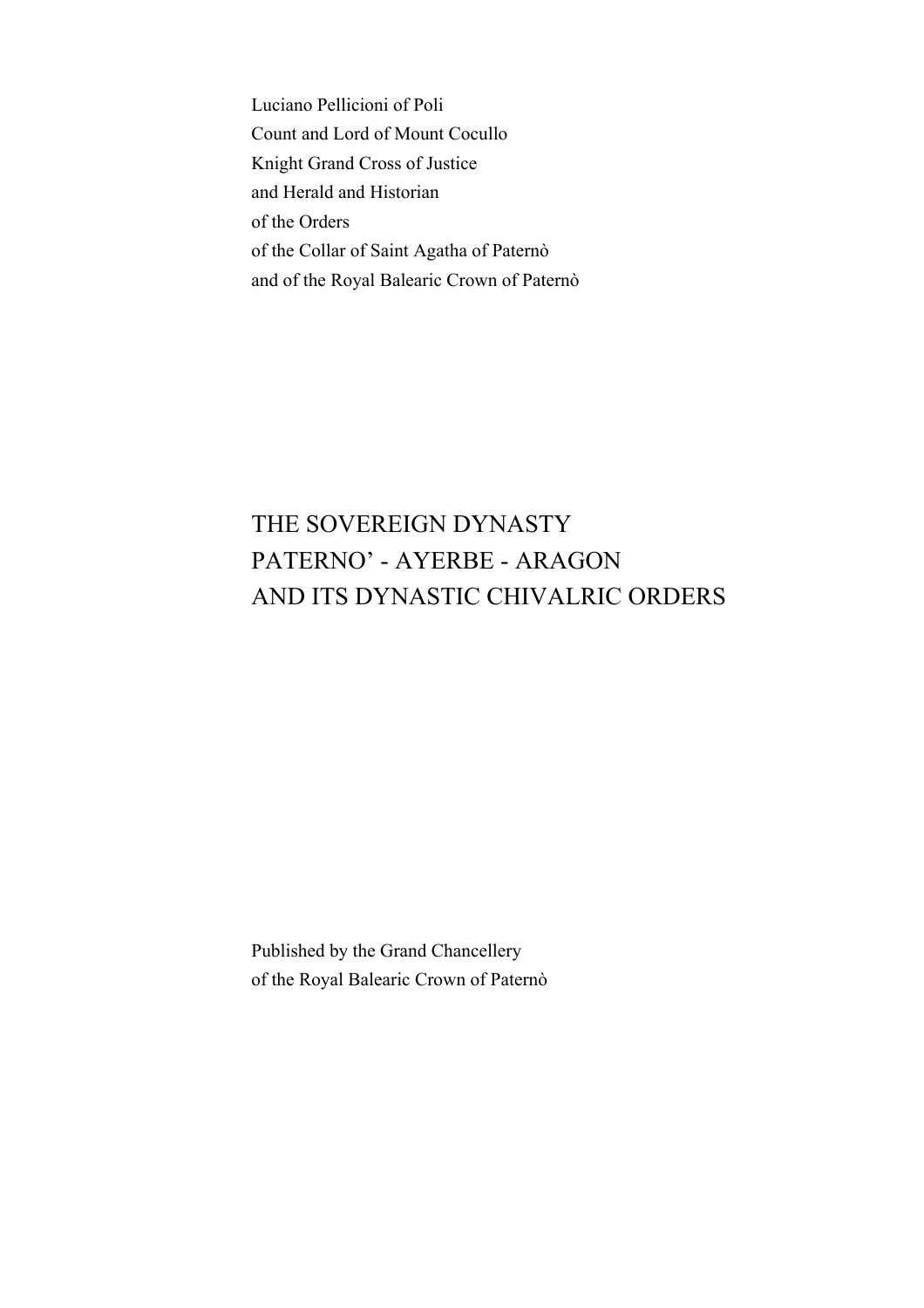Luciano Pellicioni of Poli
Count and Lord of Mount Cocullo
Knight Grand Cross of Justice
and Herald and Historian
of the Orders
of the Collar of Saint Agatha of Paternò
and of the Royal Balearic Crown of Paternò

# THE SOVEREIGN DYNASTY PATERNO' - AYERBE - ARAGON AND ITS DYNASTIC CHIVALRIC ORDERS

Published by the Grand Chancellery
of the Royal Balearic Crown of Paternò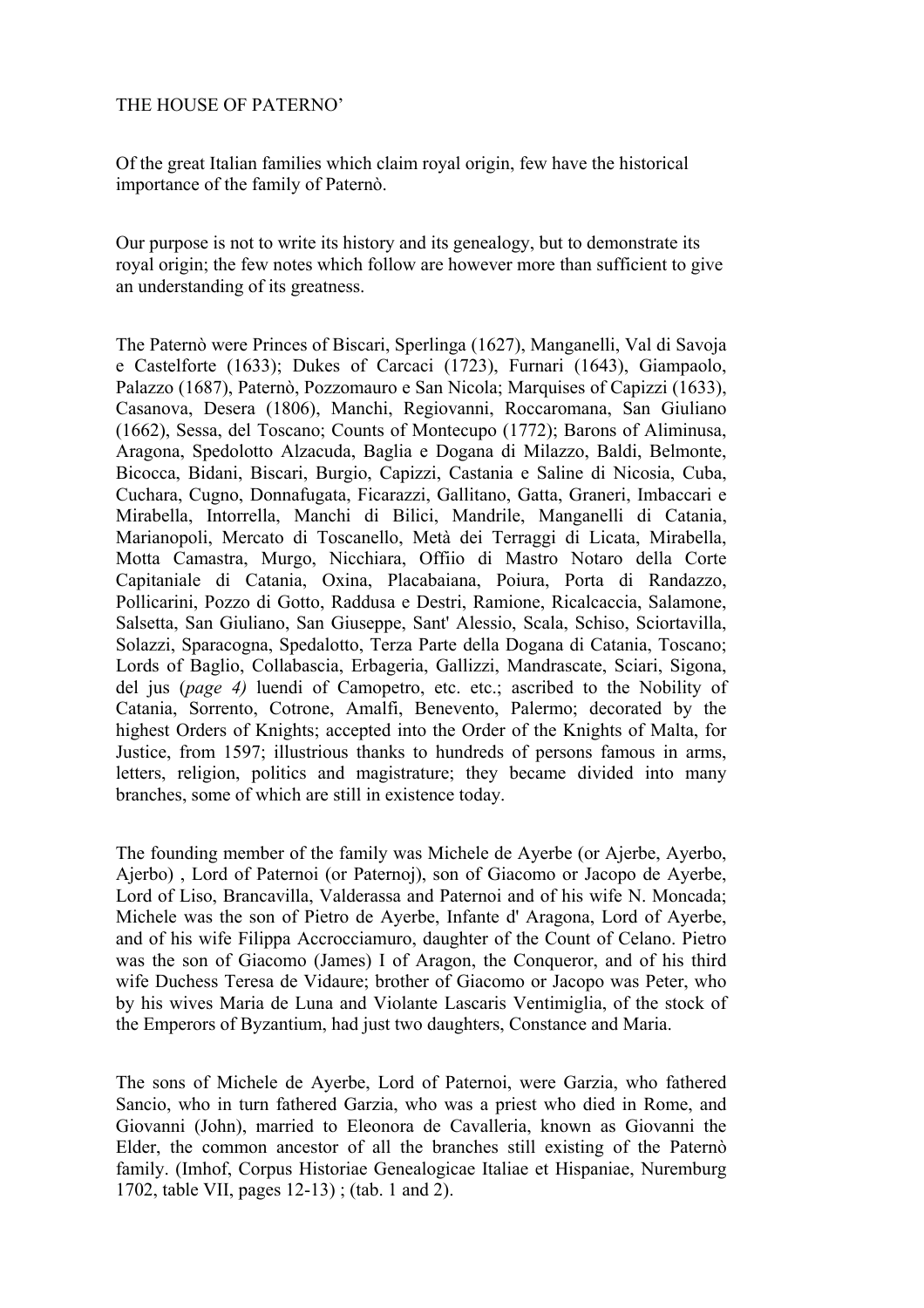THE HOUSE OF PATERNO'

Of the great Italian families which claim royal origin, few have the historical importance of the family of Paternò.

Our purpose is not to write its history and its genealogy, but to demonstrate its royal origin; the few notes which follow are however more than sufficient to give an understanding of its greatness.

The Paternò were Princes of Biscari, Sperlinga (1627), Manganelli, Val di Savoja e Castelforte (1633); Dukes of Carcaci (1723), Furnari (1643), Giampaolo, Palazzo (1687), Paternò, Pozzomauro e San Nicola; Marquises of Capizzi (1633), Casanova, Desera (1806), Manchi, Regiovanni, Roccaromana, San Giuliano (1662), Sessa, del Toscano; Counts of Montecupo (1772); Barons of Aliminusa, Aragona, Spedolotto Alzacuda, Baglia e Dogana di Milazzo, Baldi, Belmonte, Bicocca, Bidani, Biscari, Burgio, Capizzi, Castania e Saline di Nicosia, Cuba, Cuchara, Cugno, Donnafugata, Ficarazzi, Gallitano, Gatta, Graneri, Imbaccari e Mirabella, Intorrella, Manchi di Bilici, Mandrile, Manganelli di Catania, Marianopoli, Mercato di Toscanello, Metà dei Terraggi di Licata, Mirabella, Motta Camastra, Murgo, Nicchiara, Offiio di Mastro Notaro della Corte Capitaniale di Catania, Oxina, Placabaiana, Poiura, Porta di Randazzo, Pollicarini, Pozzo di Gotto, Raddusa e Destri, Ramione, Ricalcaccia, Salamone, Salsetta, San Giuliano, San Giuseppe, Sant' Alessio, Scala, Schiso, Sciortavilla, Solazzi, Sparacogna, Spedalotto, Terza Parte della Dogana di Catania, Toscano; Lords of Baglio, Collabascia, Erbageria, Gallizzi, Mandrascate, Sciari, Sigona, del jus (*page 4)* luendi of Camopetro, etc. etc.; ascribed to the Nobility of Catania, Sorrento, Cotrone, Amalfi, Benevento, Palermo; decorated by the highest Orders of Knights; accepted into the Order of the Knights of Malta, for Justice, from 1597; illustrious thanks to hundreds of persons famous in arms, letters, religion, politics and magistrature; they became divided into many branches, some of which are still in existence today.

The founding member of the family was Michele de Ayerbe (or Ajerbe, Ayerbo, Ajerbo) , Lord of Paternoi (or Paternoj), son of Giacomo or Jacopo de Ayerbe, Lord of Liso, Brancavilla, Valderassa and Paternoi and of his wife N. Moncada; Michele was the son of Pietro de Ayerbe, Infante d' Aragona, Lord of Ayerbe, and of his wife Filippa Accrocciamuro, daughter of the Count of Celano. Pietro was the son of Giacomo (James) I of Aragon, the Conqueror, and of his third wife Duchess Teresa de Vidaure; brother of Giacomo or Jacopo was Peter, who by his wives Maria de Luna and Violante Lascaris Ventimiglia, of the stock of the Emperors of Byzantium, had just two daughters, Constance and Maria.

The sons of Michele de Ayerbe, Lord of Paternoi, were Garzia, who fathered Sancio, who in turn fathered Garzia, who was a priest who died in Rome, and Giovanni (John), married to Eleonora de Cavalleria, known as Giovanni the Elder, the common ancestor of all the branches still existing of the Paternò family. (Imhof, Corpus Historiae Genealogicae Italiae et Hispaniae, Nuremburg 1702, table VII, pages 12-13) ; (tab. 1 and 2).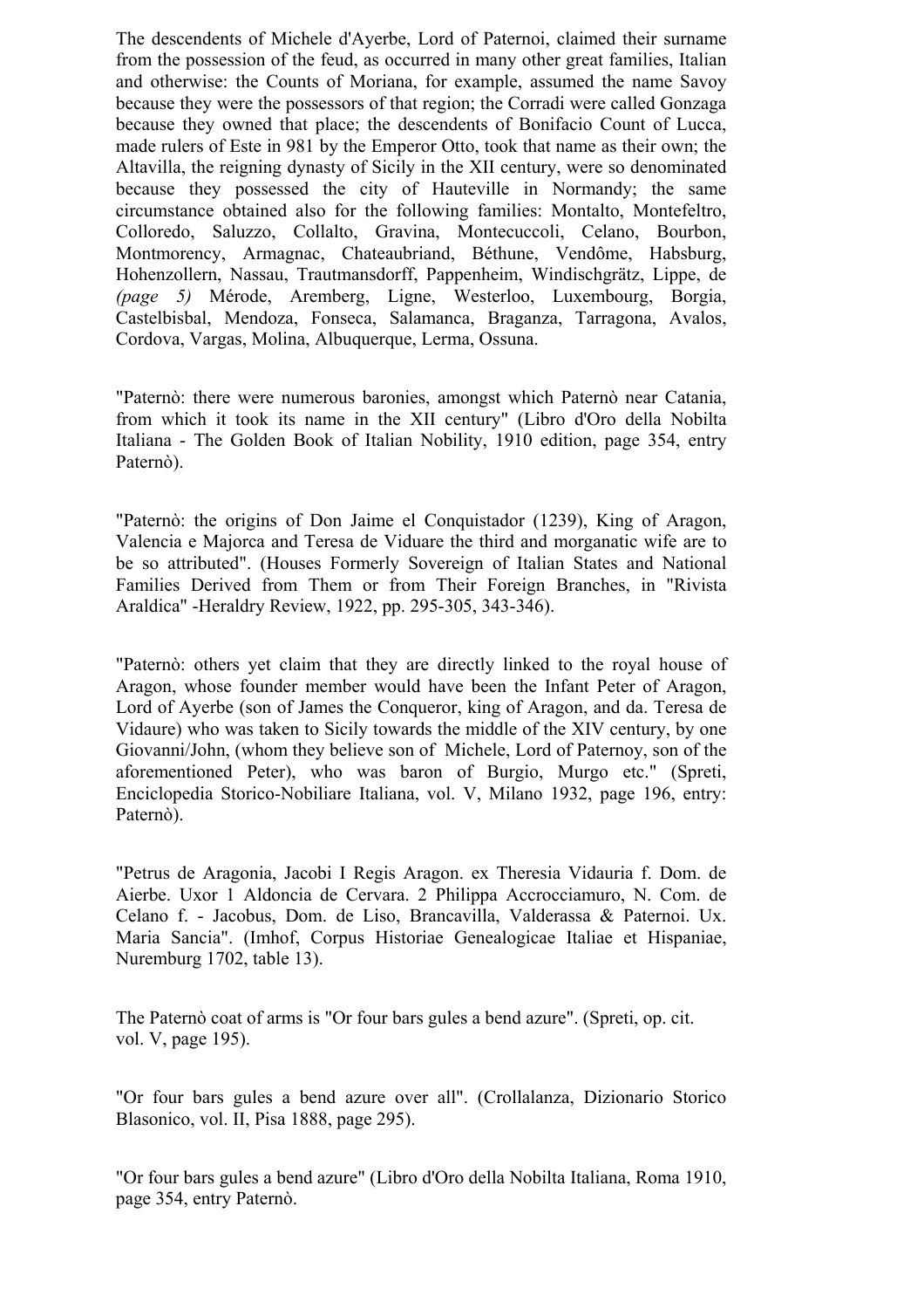The descendents of Michele d'Ayerbe, Lord of Paternoi, claimed their surname from the possession of the feud, as occurred in many other great families, Italian and otherwise: the Counts of Moriana, for example, assumed the name Savoy because they were the possessors of that region; the Corradi were called Gonzaga because they owned that place; the descendents of Bonifacio Count of Lucca, made rulers of Este in 981 by the Emperor Otto, took that name as their own; the Altavilla, the reigning dynasty of Sicily in the XII century, were so denominated because they possessed the city of Hauteville in Normandy; the same circumstance obtained also for the following families: Montalto, Montefeltro, Colloredo, Saluzzo, Collalto, Gravina, Montecuccoli, Celano, Bourbon, Montmorency, Armagnac, Chateaubriand, Béthune, Vendôme, Habsburg, Hohenzollern, Nassau, Trautmansdorff, Pappenheim, Windischgrätz, Lippe, de *(page 5)* Mérode, Aremberg, Ligne, Westerloo, Luxembourg, Borgia, Castelbisbal, Mendoza, Fonseca, Salamanca, Braganza, Tarragona, Avalos, Cordova, Vargas, Molina, Albuquerque, Lerma, Ossuna.

"Paternò: there were numerous baronies, amongst which Paternò near Catania, from which it took its name in the XII century" (Libro d'Oro della Nobilta Italiana - The Golden Book of Italian Nobility, 1910 edition, page 354, entry Paternò).

"Paternò: the origins of Don Jaime el Conquistador (1239), King of Aragon, Valencia e Majorca and Teresa de Viduare the third and morganatic wife are to be so attributed". (Houses Formerly Sovereign of Italian States and National Families Derived from Them or from Their Foreign Branches, in "Rivista Araldica" -Heraldry Review, 1922, pp. 295-305, 343-346).

"Paternò: others yet claim that they are directly linked to the royal house of Aragon, whose founder member would have been the Infant Peter of Aragon, Lord of Ayerbe (son of James the Conqueror, king of Aragon, and da. Teresa de Vidaure) who was taken to Sicily towards the middle of the XIV century, by one Giovanni/John, (whom they believe son of Michele, Lord of Paternoy, son of the aforementioned Peter), who was baron of Burgio, Murgo etc." (Spreti, Enciclopedia Storico-Nobiliare Italiana, vol. V, Milano 1932, page 196, entry: Paternò).

"Petrus de Aragonia, Jacobi I Regis Aragon. ex Theresia Vidauria f. Dom. de Aierbe. Uxor 1 Aldoncia de Cervara. 2 Philippa Accrocciamuro, N. Com. de Celano f. - Jacobus, Dom. de Liso, Brancavilla, Valderassa & Paternoi. Ux. Maria Sancia". (Imhof, Corpus Historiae Genealogicae Italiae et Hispaniae, Nuremburg 1702, table 13).

The Paternò coat of arms is "Or four bars gules a bend azure". (Spreti, op. cit. vol. V, page 195).

"Or four bars gules a bend azure over all". (Crollalanza, Dizionario Storico Blasonico, vol. II, Pisa 1888, page 295).

"Or four bars gules a bend azure" (Libro d'Oro della Nobilta Italiana, Roma 1910, page 354, entry Paternò.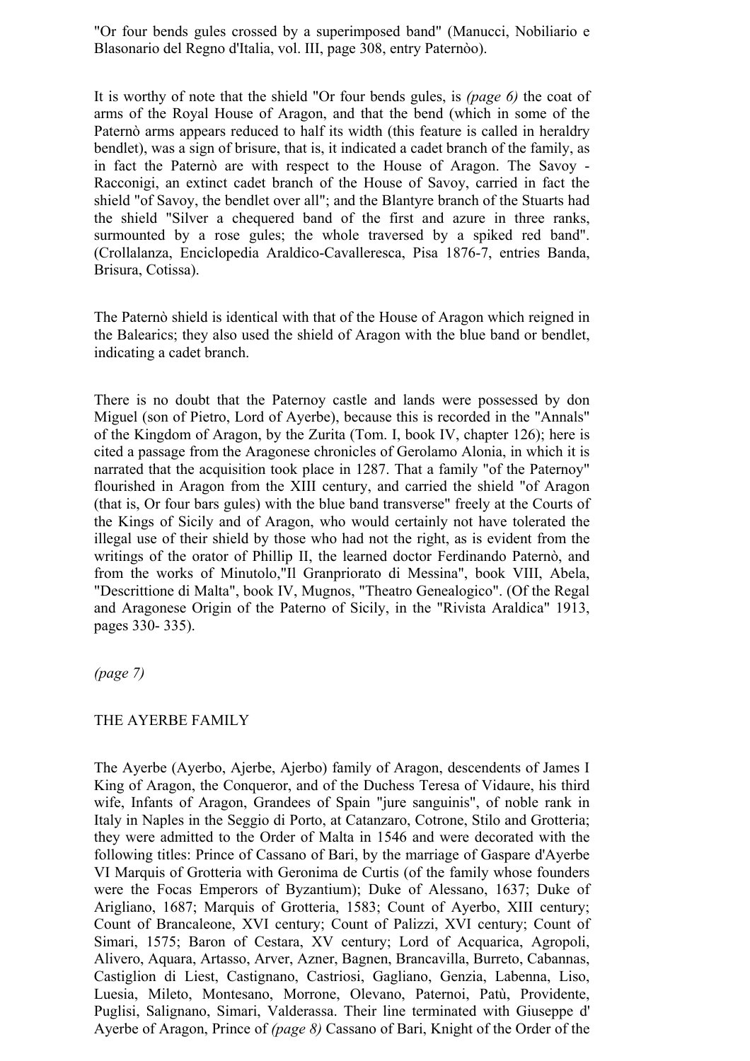"Or four bends gules crossed by a superimposed band" (Manucci, Nobiliario e Blasonario del Regno d'Italia, vol. III, page 308, entry Paternòo).

It is worthy of note that the shield "Or four bends gules, is *(page 6)* the coat of arms of the Royal House of Aragon, and that the bend (which in some of the Paternò arms appears reduced to half its width (this feature is called in heraldry bendlet), was a sign of brisure, that is, it indicated a cadet branch of the family, as in fact the Paternò are with respect to the House of Aragon. The Savoy - Racconigi, an extinct cadet branch of the House of Savoy, carried in fact the shield "of Savoy, the bendlet over all"; and the Blantyre branch of the Stuarts had the shield "Silver a chequered band of the first and azure in three ranks, surmounted by a rose gules; the whole traversed by a spiked red band". (Crollalanza, Enciclopedia Araldico-Cavalleresca, Pisa 1876-7, entries Banda, Brisura, Cotissa).

The Paternò shield is identical with that of the House of Aragon which reigned in the Balearics; they also used the shield of Aragon with the blue band or bendlet, indicating a cadet branch.

There is no doubt that the Paternoy castle and lands were possessed by don Miguel (son of Pietro, Lord of Ayerbe), because this is recorded in the "Annals" of the Kingdom of Aragon, by the Zurita (Tom. I, book IV, chapter 126); here is cited a passage from the Aragonese chronicles of Gerolamo Alonia, in which it is narrated that the acquisition took place in 1287. That a family "of the Paternoy" flourished in Aragon from the XIII century, and carried the shield "of Aragon (that is, Or four bars gules) with the blue band transverse" freely at the Courts of the Kings of Sicily and of Aragon, who would certainly not have tolerated the illegal use of their shield by those who had not the right, as is evident from the writings of the orator of Phillip II, the learned doctor Ferdinando Paternò, and from the works of Minutolo,"Il Granpriorato di Messina", book VIII, Abela, "Descrittione di Malta", book IV, Mugnos, "Theatro Genealogico". (Of the Regal and Aragonese Origin of the Paterno of Sicily, in the "Rivista Araldica" 1913, pages 330- 335).

*(page 7)*

## THE AYERBE FAMILY

The Ayerbe (Ayerbo, Ajerbe, Ajerbo) family of Aragon, descendents of James I King of Aragon, the Conqueror, and of the Duchess Teresa of Vidaure, his third wife, Infants of Aragon, Grandees of Spain "jure sanguinis", of noble rank in Italy in Naples in the Seggio di Porto, at Catanzaro, Cotrone, Stilo and Grotteria; they were admitted to the Order of Malta in 1546 and were decorated with the following titles: Prince of Cassano of Bari, by the marriage of Gaspare d'Ayerbe VI Marquis of Grotteria with Geronima de Curtis (of the family whose founders were the Focas Emperors of Byzantium); Duke of Alessano, 1637; Duke of Arigliano, 1687; Marquis of Grotteria, 1583; Count of Ayerbo, XIII century; Count of Brancaleone, XVI century; Count of Palizzi, XVI century; Count of Simari, 1575; Baron of Cestara, XV century; Lord of Acquarica, Agropoli, Alivero, Aquara, Artasso, Arver, Azner, Bagnen, Brancavilla, Burreto, Cabannas, Castiglion di Liest, Castignano, Castriosi, Gagliano, Genzia, Labenna, Liso, Luesia, Mileto, Montesano, Morrone, Olevano, Paternoi, Patù, Providente, Puglisi, Salignano, Simari, Valderassa. Their line terminated with Giuseppe d' Ayerbe of Aragon, Prince of *(page 8)* Cassano of Bari, Knight of the Order of the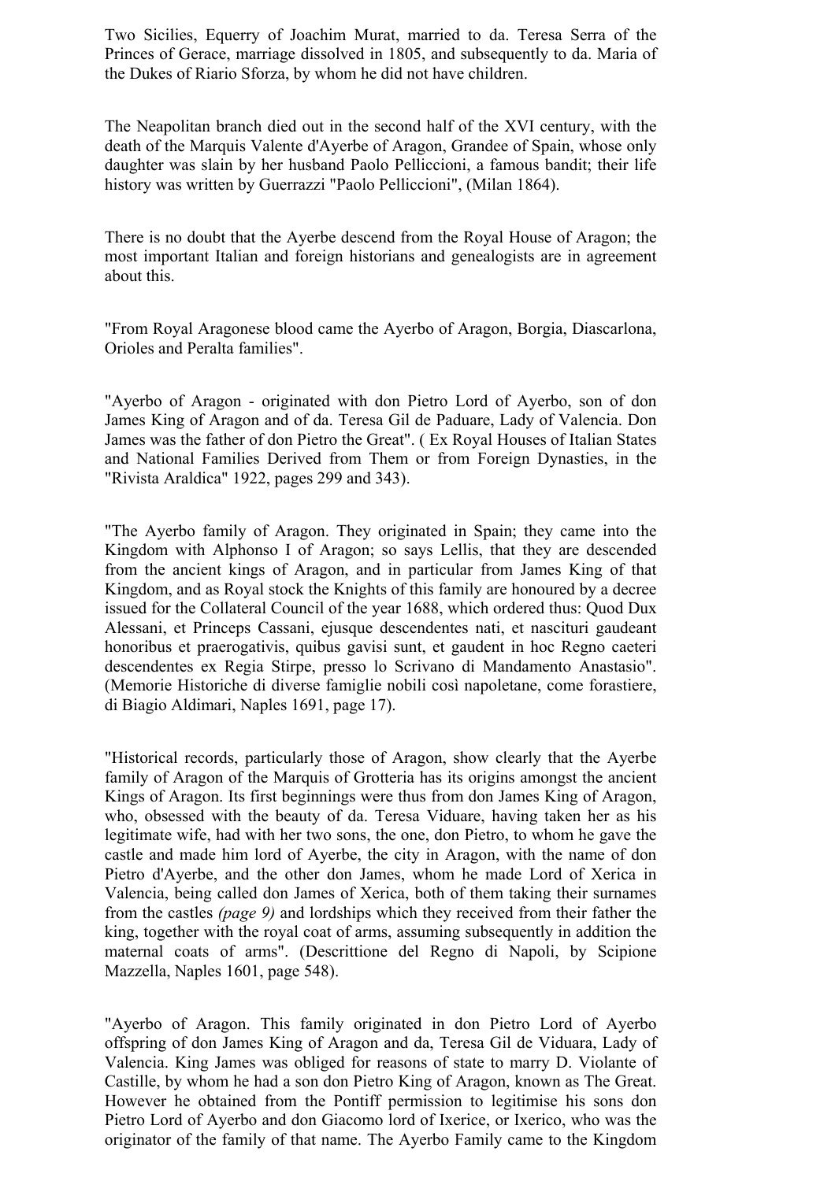Two Sicilies, Equerry of Joachim Murat, married to da. Teresa Serra of the Princes of Gerace, marriage dissolved in 1805, and subsequently to da. Maria of the Dukes of Riario Sforza, by whom he did not have children.

The Neapolitan branch died out in the second half of the XVI century, with the death of the Marquis Valente d'Ayerbe of Aragon, Grandee of Spain, whose only daughter was slain by her husband Paolo Pelliccioni, a famous bandit; their life history was written by Guerrazzi "Paolo Pelliccioni", (Milan 1864).

There is no doubt that the Ayerbe descend from the Royal House of Aragon; the most important Italian and foreign historians and genealogists are in agreement about this.

"From Royal Aragonese blood came the Ayerbo of Aragon, Borgia, Diascarlona, Orioles and Peralta families".

"Ayerbo of Aragon - originated with don Pietro Lord of Ayerbo, son of don James King of Aragon and of da. Teresa Gil de Paduare, Lady of Valencia. Don James was the father of don Pietro the Great". ( Ex Royal Houses of Italian States and National Families Derived from Them or from Foreign Dynasties, in the "Rivista Araldica" 1922, pages 299 and 343).

"The Ayerbo family of Aragon. They originated in Spain; they came into the Kingdom with Alphonso I of Aragon; so says Lellis, that they are descended from the ancient kings of Aragon, and in particular from James King of that Kingdom, and as Royal stock the Knights of this family are honoured by a decree issued for the Collateral Council of the year 1688, which ordered thus: Quod Dux Alessani, et Princeps Cassani, ejusque descendentes nati, et nascituri gaudeant honoribus et praerogativis, quibus gavisi sunt, et gaudent in hoc Regno caeteri descendentes ex Regia Stirpe, presso lo Scrivano di Mandamento Anastasio". (Memorie Historiche di diverse famiglie nobili così napoletane, come forastiere, di Biagio Aldimari, Naples 1691, page 17).

"Historical records, particularly those of Aragon, show clearly that the Ayerbe family of Aragon of the Marquis of Grotteria has its origins amongst the ancient Kings of Aragon. Its first beginnings were thus from don James King of Aragon, who, obsessed with the beauty of da. Teresa Viduare, having taken her as his legitimate wife, had with her two sons, the one, don Pietro, to whom he gave the castle and made him lord of Ayerbe, the city in Aragon, with the name of don Pietro d'Ayerbe, and the other don James, whom he made Lord of Xerica in Valencia, being called don James of Xerica, both of them taking their surnames from the castles *(page 9)* and lordships which they received from their father the king, together with the royal coat of arms, assuming subsequently in addition the maternal coats of arms". (Descrittione del Regno di Napoli, by Scipione Mazzella, Naples 1601, page 548).

"Ayerbo of Aragon. This family originated in don Pietro Lord of Ayerbo offspring of don James King of Aragon and da, Teresa Gil de Viduara, Lady of Valencia. King James was obliged for reasons of state to marry D. Violante of Castille, by whom he had a son don Pietro King of Aragon, known as The Great. However he obtained from the Pontiff permission to legitimise his sons don Pietro Lord of Ayerbo and don Giacomo lord of Ixerice, or Ixerico, who was the originator of the family of that name. The Ayerbo Family came to the Kingdom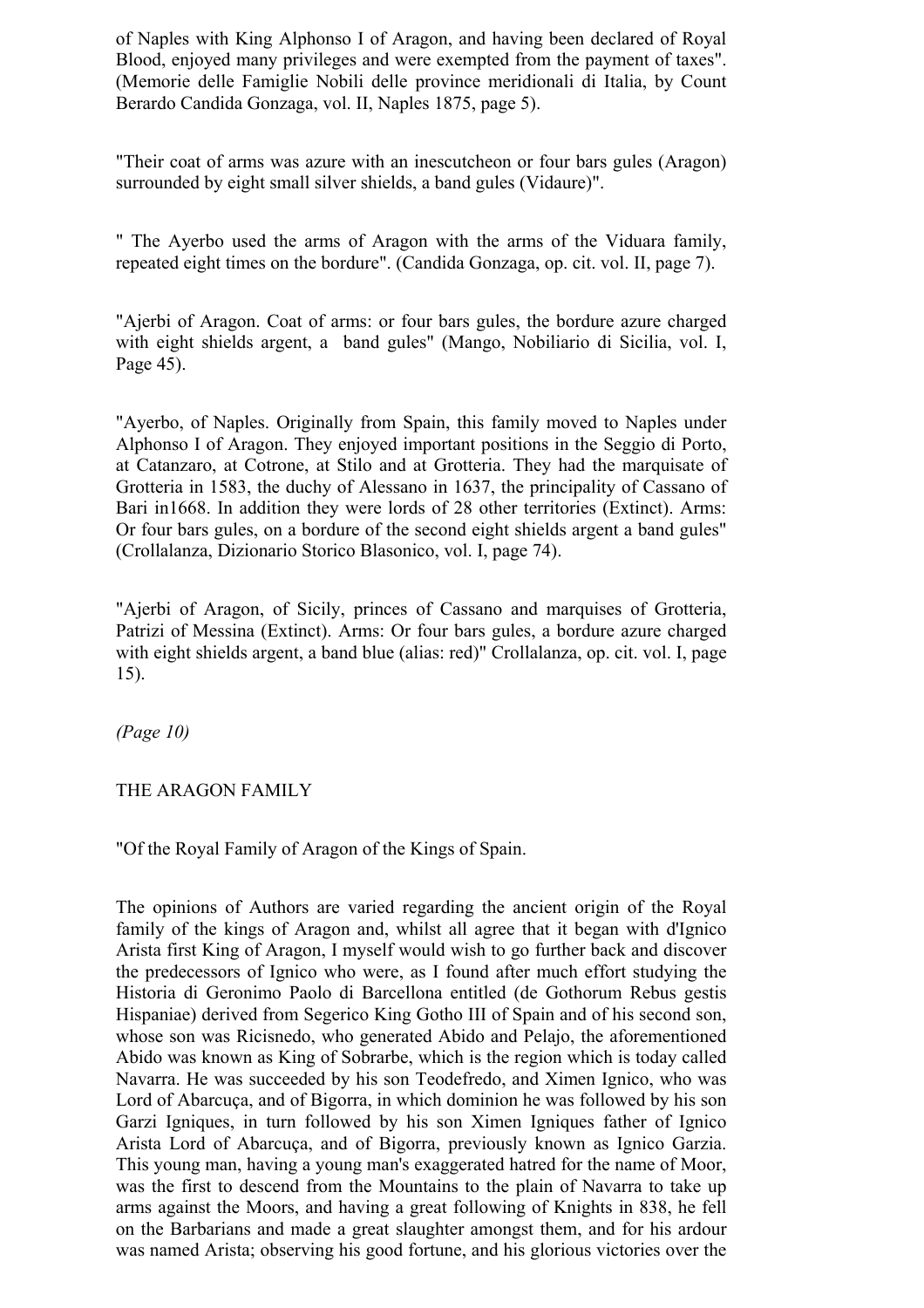of Naples with King Alphonso I of Aragon, and having been declared of Royal Blood, enjoyed many privileges and were exempted from the payment of taxes". (Memorie delle Famiglie Nobili delle province meridionali di Italia, by Count Berardo Candida Gonzaga, vol. II, Naples 1875, page 5).

"Their coat of arms was azure with an inescutcheon or four bars gules (Aragon) surrounded by eight small silver shields, a band gules (Vidaure)".

" The Ayerbo used the arms of Aragon with the arms of the Viduara family, repeated eight times on the bordure". (Candida Gonzaga, op. cit. vol. II, page 7).

"Ajerbi of Aragon. Coat of arms: or four bars gules, the bordure azure charged with eight shields argent, a band gules" (Mango, Nobiliario di Sicilia, vol. I, Page 45).

"Ayerbo, of Naples. Originally from Spain, this family moved to Naples under Alphonso I of Aragon. They enjoyed important positions in the Seggio di Porto, at Catanzaro, at Cotrone, at Stilo and at Grotteria. They had the marquisate of Grotteria in 1583, the duchy of Alessano in 1637, the principality of Cassano of Bari in1668. In addition they were lords of 28 other territories (Extinct). Arms: Or four bars gules, on a bordure of the second eight shields argent a band gules" (Crollalanza, Dizionario Storico Blasonico, vol. I, page 74).

"Ajerbi of Aragon, of Sicily, princes of Cassano and marquises of Grotteria, Patrizi of Messina (Extinct). Arms: Or four bars gules, a bordure azure charged with eight shields argent, a band blue (alias: red)" Crollalanza, op. cit. vol. I, page 15).

*(Page 10)*

THE ARAGON FAMILY

"Of the Royal Family of Aragon of the Kings of Spain.

The opinions of Authors are varied regarding the ancient origin of the Royal family of the kings of Aragon and, whilst all agree that it began with d'Ignico Arista first King of Aragon, I myself would wish to go further back and discover the predecessors of Ignico who were, as I found after much effort studying the Historia di Geronimo Paolo di Barcellona entitled (de Gothorum Rebus gestis Hispaniae) derived from Segerico King Gotho III of Spain and of his second son, whose son was Ricisnedo, who generated Abido and Pelajo, the aforementioned Abido was known as King of Sobrarbe, which is the region which is today called Navarra. He was succeeded by his son Teodefredo, and Ximen Ignico, who was Lord of Abarcuça, and of Bigorra, in which dominion he was followed by his son Garzi Igniques, in turn followed by his son Ximen Igniques father of Ignico Arista Lord of Abarcuça, and of Bigorra, previously known as Ignico Garzia. This young man, having a young man's exaggerated hatred for the name of Moor, was the first to descend from the Mountains to the plain of Navarra to take up arms against the Moors, and having a great following of Knights in 838, he fell on the Barbarians and made a great slaughter amongst them, and for his ardour was named Arista; observing his good fortune, and his glorious victories over the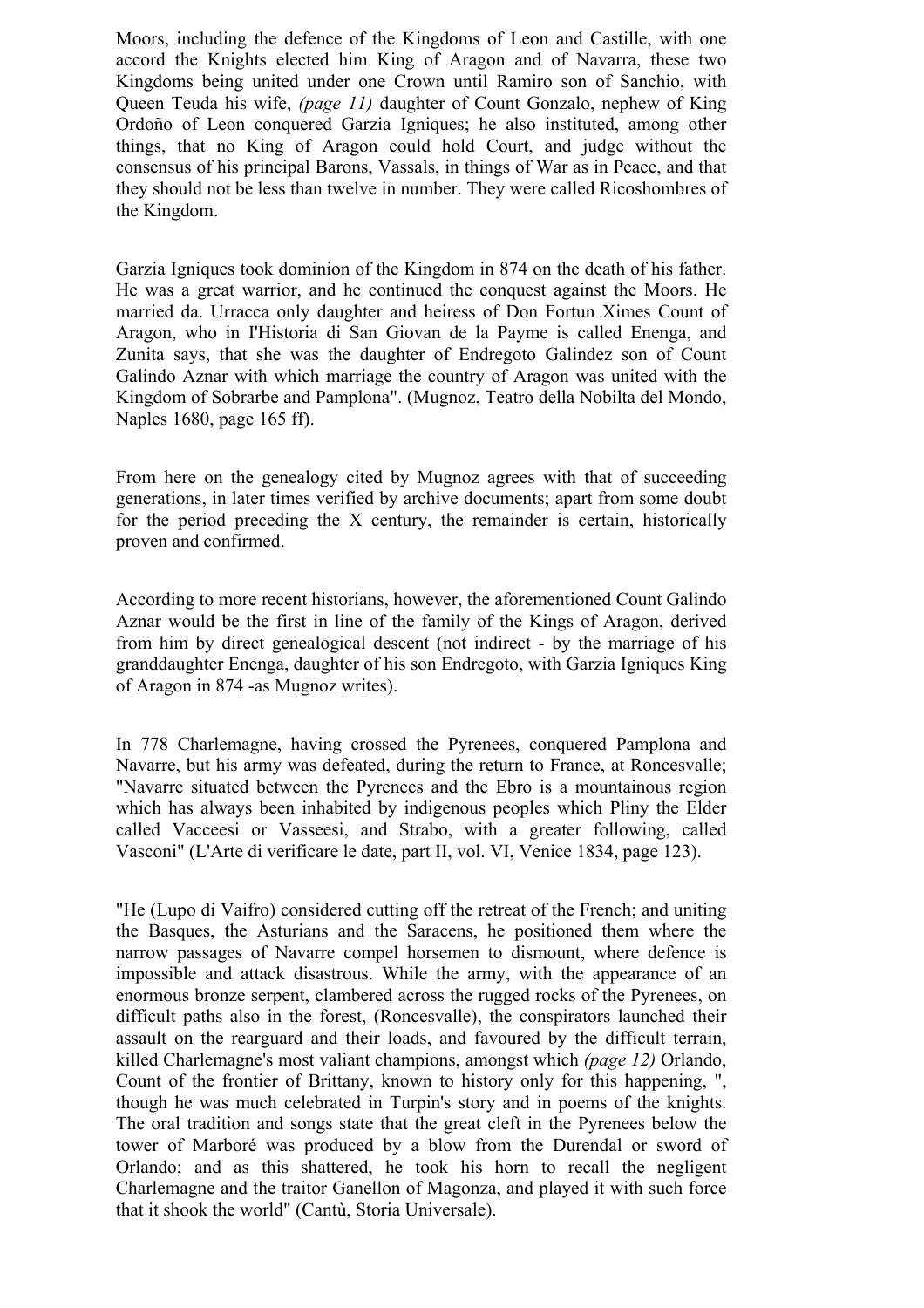Moors, including the defence of the Kingdoms of Leon and Castille, with one accord the Knights elected him King of Aragon and of Navarra, these two Kingdoms being united under one Crown until Ramiro son of Sanchio, with Queen Teuda his wife, *(page 11)* daughter of Count Gonzalo, nephew of King Ordoño of Leon conquered Garzia Igniques; he also instituted, among other things, that no King of Aragon could hold Court, and judge without the consensus of his principal Barons, Vassals, in things of War as in Peace, and that they should not be less than twelve in number. They were called Ricoshombres of the Kingdom.

Garzia Igniques took dominion of the Kingdom in 874 on the death of his father. He was a great warrior, and he continued the conquest against the Moors. He married da. Urracca only daughter and heiress of Don Fortun Ximes Count of Aragon, who in I'Historia di San Giovan de la Payme is called Enenga, and Zunita says, that she was the daughter of Endregoto Galindez son of Count Galindo Aznar with which marriage the country of Aragon was united with the Kingdom of Sobrarbe and Pamplona". (Mugnoz, Teatro della Nobilta del Mondo, Naples 1680, page 165 ff).

From here on the genealogy cited by Mugnoz agrees with that of succeeding generations, in later times verified by archive documents; apart from some doubt for the period preceding the X century, the remainder is certain, historically proven and confirmed.

According to more recent historians, however, the aforementioned Count Galindo Aznar would be the first in line of the family of the Kings of Aragon, derived from him by direct genealogical descent (not indirect - by the marriage of his granddaughter Enenga, daughter of his son Endregoto, with Garzia Igniques King of Aragon in 874 -as Mugnoz writes).

In 778 Charlemagne, having crossed the Pyrenees, conquered Pamplona and Navarre, but his army was defeated, during the return to France, at Roncesvalle; "Navarre situated between the Pyrenees and the Ebro is a mountainous region which has always been inhabited by indigenous peoples which Pliny the Elder called Vacceesi or Vasseesi, and Strabo, with a greater following, called Vasconi" (L'Arte di verificare le date, part II, vol. VI, Venice 1834, page 123).

"He (Lupo di Vaifro) considered cutting off the retreat of the French; and uniting the Basques, the Asturians and the Saracens, he positioned them where the narrow passages of Navarre compel horsemen to dismount, where defence is impossible and attack disastrous. While the army, with the appearance of an enormous bronze serpent, clambered across the rugged rocks of the Pyrenees, on difficult paths also in the forest, (Roncesvalle), the conspirators launched their assault on the rearguard and their loads, and favoured by the difficult terrain, killed Charlemagne's most valiant champions, amongst which *(page 12)* Orlando, Count of the frontier of Brittany, known to history only for this happening, ", though he was much celebrated in Turpin's story and in poems of the knights. The oral tradition and songs state that the great cleft in the Pyrenees below the tower of Marboré was produced by a blow from the Durendal or sword of Orlando; and as this shattered, he took his horn to recall the negligent Charlemagne and the traitor Ganellon of Magonza, and played it with such force that it shook the world" (Cantù, Storia Universale).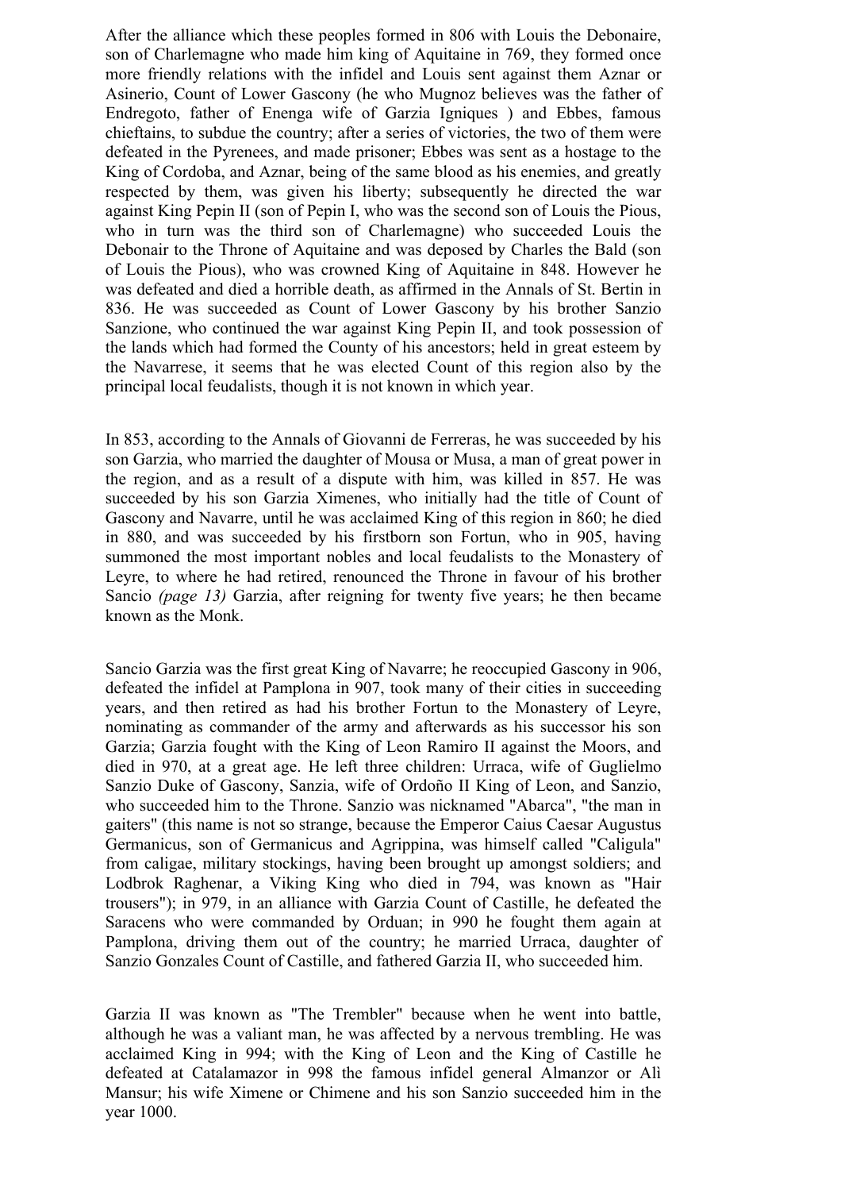After the alliance which these peoples formed in 806 with Louis the Debonaire, son of Charlemagne who made him king of Aquitaine in 769, they formed once more friendly relations with the infidel and Louis sent against them Aznar or Asinerio, Count of Lower Gascony (he who Mugnoz believes was the father of Endregoto, father of Enenga wife of Garzia Igniques ) and Ebbes, famous chieftains, to subdue the country; after a series of victories, the two of them were defeated in the Pyrenees, and made prisoner; Ebbes was sent as a hostage to the King of Cordoba, and Aznar, being of the same blood as his enemies, and greatly respected by them, was given his liberty; subsequently he directed the war against King Pepin II (son of Pepin I, who was the second son of Louis the Pious, who in turn was the third son of Charlemagne) who succeeded Louis the Debonair to the Throne of Aquitaine and was deposed by Charles the Bald (son of Louis the Pious), who was crowned King of Aquitaine in 848. However he was defeated and died a horrible death, as affirmed in the Annals of St. Bertin in 836. He was succeeded as Count of Lower Gascony by his brother Sanzio Sanzione, who continued the war against King Pepin II, and took possession of the lands which had formed the County of his ancestors; held in great esteem by the Navarrese, it seems that he was elected Count of this region also by the principal local feudalists, though it is not known in which year.

In 853, according to the Annals of Giovanni de Ferreras, he was succeeded by his son Garzia, who married the daughter of Mousa or Musa, a man of great power in the region, and as a result of a dispute with him, was killed in 857. He was succeeded by his son Garzia Ximenes, who initially had the title of Count of Gascony and Navarre, until he was acclaimed King of this region in 860; he died in 880, and was succeeded by his firstborn son Fortun, who in 905, having summoned the most important nobles and local feudalists to the Monastery of Leyre, to where he had retired, renounced the Throne in favour of his brother Sancio *(page 13)* Garzia, after reigning for twenty five years; he then became known as the Monk.

Sancio Garzia was the first great King of Navarre; he reoccupied Gascony in 906, defeated the infidel at Pamplona in 907, took many of their cities in succeeding years, and then retired as had his brother Fortun to the Monastery of Leyre, nominating as commander of the army and afterwards as his successor his son Garzia; Garzia fought with the King of Leon Ramiro II against the Moors, and died in 970, at a great age. He left three children: Urraca, wife of Guglielmo Sanzio Duke of Gascony, Sanzia, wife of Ordoño II King of Leon, and Sanzio, who succeeded him to the Throne. Sanzio was nicknamed "Abarca", "the man in gaiters" (this name is not so strange, because the Emperor Caius Caesar Augustus Germanicus, son of Germanicus and Agrippina, was himself called "Caligula" from caligae, military stockings, having been brought up amongst soldiers; and Lodbrok Raghenar, a Viking King who died in 794, was known as "Hair trousers"); in 979, in an alliance with Garzia Count of Castille, he defeated the Saracens who were commanded by Orduan; in 990 he fought them again at Pamplona, driving them out of the country; he married Urraca, daughter of Sanzio Gonzales Count of Castille, and fathered Garzia II, who succeeded him.

Garzia II was known as "The Trembler" because when he went into battle, although he was a valiant man, he was affected by a nervous trembling. He was acclaimed King in 994; with the King of Leon and the King of Castille he defeated at Catalamazor in 998 the famous infidel general Almanzor or Alì Mansur; his wife Ximene or Chimene and his son Sanzio succeeded him in the year 1000.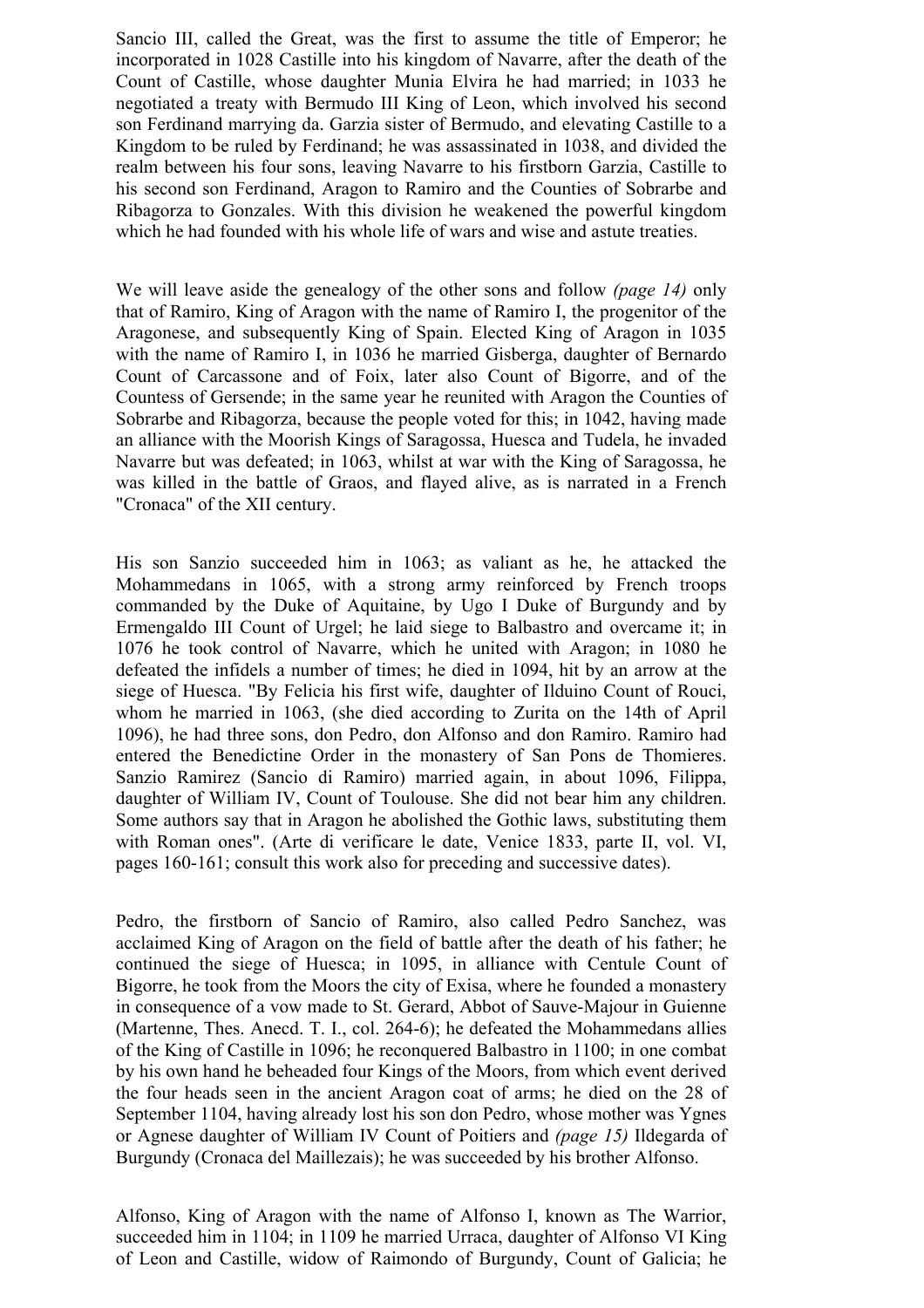Sancio III, called the Great, was the first to assume the title of Emperor; he incorporated in 1028 Castille into his kingdom of Navarre, after the death of the Count of Castille, whose daughter Munia Elvira he had married; in 1033 he negotiated a treaty with Bermudo III King of Leon, which involved his second son Ferdinand marrying da. Garzia sister of Bermudo, and elevating Castille to a Kingdom to be ruled by Ferdinand; he was assassinated in 1038, and divided the realm between his four sons, leaving Navarre to his firstborn Garzia, Castille to his second son Ferdinand, Aragon to Ramiro and the Counties of Sobrarbe and Ribagorza to Gonzales. With this division he weakened the powerful kingdom which he had founded with his whole life of wars and wise and astute treaties.

We will leave aside the genealogy of the other sons and follow *(page 14)* only that of Ramiro, King of Aragon with the name of Ramiro I, the progenitor of the Aragonese, and subsequently King of Spain. Elected King of Aragon in 1035 with the name of Ramiro I, in 1036 he married Gisberga, daughter of Bernardo Count of Carcassone and of Foix, later also Count of Bigorre, and of the Countess of Gersende; in the same year he reunited with Aragon the Counties of Sobrarbe and Ribagorza, because the people voted for this; in 1042, having made an alliance with the Moorish Kings of Saragossa, Huesca and Tudela, he invaded Navarre but was defeated; in 1063, whilst at war with the King of Saragossa, he was killed in the battle of Graos, and flayed alive, as is narrated in a French "Cronaca" of the XII century.

His son Sanzio succeeded him in 1063; as valiant as he, he attacked the Mohammedans in 1065, with a strong army reinforced by French troops commanded by the Duke of Aquitaine, by Ugo I Duke of Burgundy and by Ermengaldo III Count of Urgel; he laid siege to Balbastro and overcame it; in 1076 he took control of Navarre, which he united with Aragon; in 1080 he defeated the infidels a number of times; he died in 1094, hit by an arrow at the siege of Huesca. "By Felicia his first wife, daughter of Ilduino Count of Rouci, whom he married in 1063, (she died according to Zurita on the 14th of April 1096), he had three sons, don Pedro, don Alfonso and don Ramiro. Ramiro had entered the Benedictine Order in the monastery of San Pons de Thomieres. Sanzio Ramirez (Sancio di Ramiro) married again, in about 1096, Filippa, daughter of William IV, Count of Toulouse. She did not bear him any children. Some authors say that in Aragon he abolished the Gothic laws, substituting them with Roman ones". (Arte di verificare le date, Venice 1833, parte II, vol. VI, pages 160-161; consult this work also for preceding and successive dates).

Pedro, the firstborn of Sancio of Ramiro, also called Pedro Sanchez, was acclaimed King of Aragon on the field of battle after the death of his father; he continued the siege of Huesca; in 1095, in alliance with Centule Count of Bigorre, he took from the Moors the city of Exisa, where he founded a monastery in consequence of a vow made to St. Gerard, Abbot of Sauve-Majour in Guienne (Martenne, Thes. Anecd. T. I., col. 264-6); he defeated the Mohammedans allies of the King of Castille in 1096; he reconquered Balbastro in 1100; in one combat by his own hand he beheaded four Kings of the Moors, from which event derived the four heads seen in the ancient Aragon coat of arms; he died on the 28 of September 1104, having already lost his son don Pedro, whose mother was Ygnes or Agnese daughter of William IV Count of Poitiers and *(page 15)* Ildegarda of Burgundy (Cronaca del Maillezais); he was succeeded by his brother Alfonso.

Alfonso, King of Aragon with the name of Alfonso I, known as The Warrior, succeeded him in 1104; in 1109 he married Urraca, daughter of Alfonso VI King of Leon and Castille, widow of Raimondo of Burgundy, Count of Galicia; he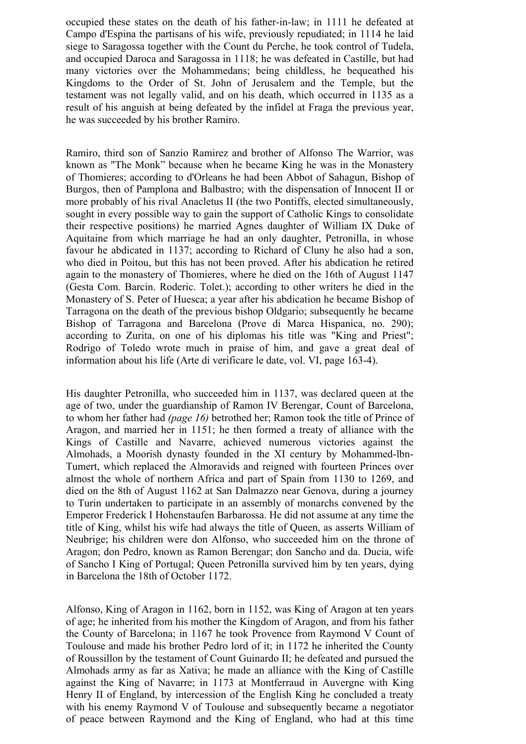occupied these states on the death of his father-in-law; in 1111 he defeated at Campo d'Espina the partisans of his wife, previously repudiated; in 1114 he laid siege to Saragossa together with the Count du Perche, he took control of Tudela, and occupied Daroca and Saragossa in 1118; he was defeated in Castille, but had many victories over the Mohammedans; being childless, he bequeathed his Kingdoms to the Order of St. John of Jerusalem and the Temple, but the testament was not legally valid, and on his death, which occurred in 1135 as a result of his anguish at being defeated by the infidel at Fraga the previous year, he was succeeded by his brother Ramiro.

Ramiro, third son of Sanzio Ramirez and brother of Alfonso The Warrior, was known as "The Monk" because when he became King he was in the Monastery of Thomieres; according to d'Orleans he had been Abbot of Sahagun, Bishop of Burgos, then of Pamplona and Balbastro; with the dispensation of Innocent II or more probably of his rival Anacletus II (the two Pontiffs, elected simultaneously, sought in every possible way to gain the support of Catholic Kings to consolidate their respective positions) he married Agnes daughter of William IX Duke of Aquitaine from which marriage he had an only daughter, Petronilla, in whose favour he abdicated in 1137; according to Richard of Cluny he also had a son, who died in Poitou, but this has not been proved. After his abdication he retired again to the monastery of Thomieres, where he died on the 16th of August 1147 (Gesta Com. Barcin. Roderic. Tolet.); according to other writers he died in the Monastery of S. Peter of Huesca; a year after his abdication he became Bishop of Tarragona on the death of the previous bishop Oldgario; subsequently he became Bishop of Tarragona and Barcelona (Prove di Marca Hispanica, no. 290); according to Zurita, on one of his diplomas his title was "King and Priest"; Rodrigo of Toledo wrote much in praise of him, and gave a great deal of information about his life (Arte di verificare le date, vol. VI, page 163-4).

His daughter Petronilla, who succeeded him in 1137, was declared queen at the age of two, under the guardianship of Ramon IV Berengar, Count of Barcelona, to whom her father had *(page 16)* betrothed her; Ramon took the title of Prince of Aragon, and married her in 1151; he then formed a treaty of alliance with the Kings of Castille and Navarre, achieved numerous victories against the Almohads, a Moorish dynasty founded in the XI century by Mohammed-lbn-Tumert, which replaced the Almoravids and reigned with fourteen Princes over almost the whole of northern Africa and part of Spain from 1130 to 1269, and died on the 8th of August 1162 at San Dalmazzo near Genova, during a journey to Turin undertaken to participate in an assembly of monarchs convened by the Emperor Frederick I Hohenstaufen Barbarossa. He did not assume at any time the title of King, whilst his wife had always the title of Queen, as asserts William of Neubrige; his children were don Alfonso, who succeeded him on the throne of Aragon; don Pedro, known as Ramon Berengar; don Sancho and da. Ducia, wife of Sancho I King of Portugal; Queen Petronilla survived him by ten years, dying in Barcelona the 18th of October 1172.

Alfonso, King of Aragon in 1162, born in 1152, was King of Aragon at ten years of age; he inherited from his mother the Kingdom of Aragon, and from his father the County of Barcelona; in 1167 he took Provence from Raymond V Count of Toulouse and made his brother Pedro lord of it; in 1172 he inherited the County of Roussillon by the testament of Count Guinardo II; he defeated and pursued the Almohads army as far as Xativa; he made an alliance with the King of Castille against the King of Navarre; in 1173 at Montferraud in Auvergne with King Henry II of England, by intercession of the English King he concluded a treaty with his enemy Raymond V of Toulouse and subsequently became a negotiator of peace between Raymond and the King of England, who had at this time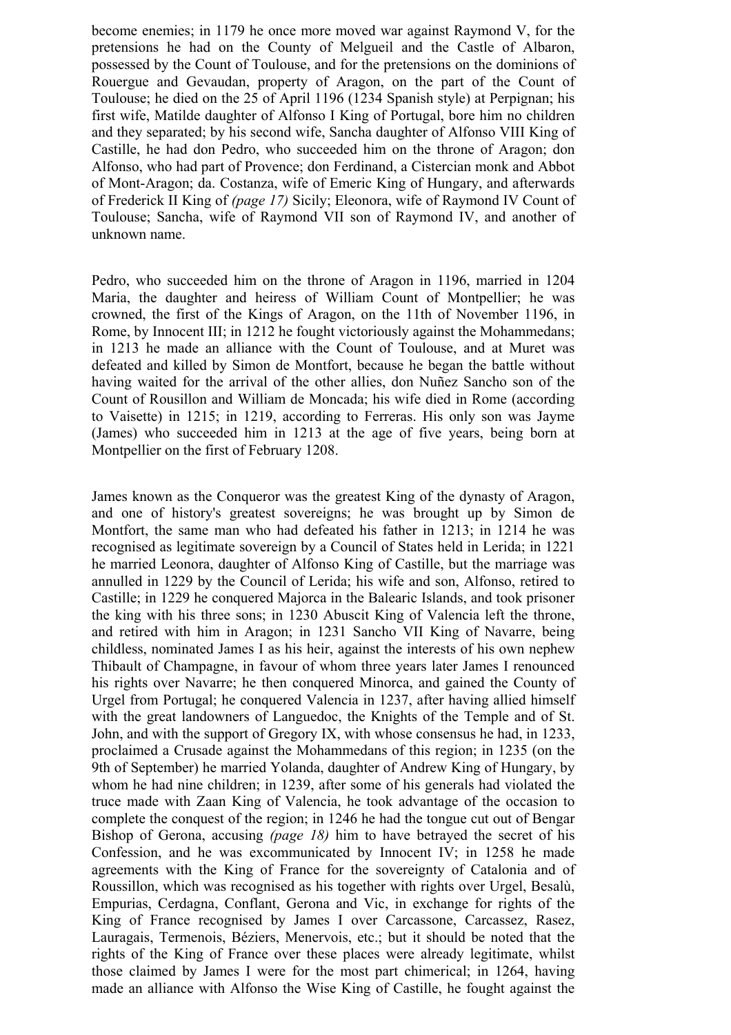become enemies; in 1179 he once more moved war against Raymond V, for the pretensions he had on the County of Melgueil and the Castle of Albaron, possessed by the Count of Toulouse, and for the pretensions on the dominions of Rouergue and Gevaudan, property of Aragon, on the part of the Count of Toulouse; he died on the 25 of April 1196 (1234 Spanish style) at Perpignan; his first wife, Matilde daughter of Alfonso I King of Portugal, bore him no children and they separated; by his second wife, Sancha daughter of Alfonso VIII King of Castille, he had don Pedro, who succeeded him on the throne of Aragon; don Alfonso, who had part of Provence; don Ferdinand, a Cistercian monk and Abbot of Mont-Aragon; da. Costanza, wife of Emeric King of Hungary, and afterwards of Frederick II King of *(page 17)* Sicily; Eleonora, wife of Raymond IV Count of Toulouse; Sancha, wife of Raymond VII son of Raymond IV, and another of unknown name.

Pedro, who succeeded him on the throne of Aragon in 1196, married in 1204 Maria, the daughter and heiress of William Count of Montpellier; he was crowned, the first of the Kings of Aragon, on the 11th of November 1196, in Rome, by Innocent III; in 1212 he fought victoriously against the Mohammedans; in 1213 he made an alliance with the Count of Toulouse, and at Muret was defeated and killed by Simon de Montfort, because he began the battle without having waited for the arrival of the other allies, don Nuñez Sancho son of the Count of Rousillon and William de Moncada; his wife died in Rome (according to Vaisette) in 1215; in 1219, according to Ferreras. His only son was Jayme (James) who succeeded him in 1213 at the age of five years, being born at Montpellier on the first of February 1208.

James known as the Conqueror was the greatest King of the dynasty of Aragon, and one of history's greatest sovereigns; he was brought up by Simon de Montfort, the same man who had defeated his father in 1213; in 1214 he was recognised as legitimate sovereign by a Council of States held in Lerida; in 1221 he married Leonora, daughter of Alfonso King of Castille, but the marriage was annulled in 1229 by the Council of Lerida; his wife and son, Alfonso, retired to Castille; in 1229 he conquered Majorca in the Balearic Islands, and took prisoner the king with his three sons; in 1230 Abuscit King of Valencia left the throne, and retired with him in Aragon; in 1231 Sancho VII King of Navarre, being childless, nominated James I as his heir, against the interests of his own nephew Thibault of Champagne, in favour of whom three years later James I renounced his rights over Navarre; he then conquered Minorca, and gained the County of Urgel from Portugal; he conquered Valencia in 1237, after having allied himself with the great landowners of Languedoc, the Knights of the Temple and of St. John, and with the support of Gregory IX, with whose consensus he had, in 1233, proclaimed a Crusade against the Mohammedans of this region; in 1235 (on the 9th of September) he married Yolanda, daughter of Andrew King of Hungary, by whom he had nine children; in 1239, after some of his generals had violated the truce made with Zaan King of Valencia, he took advantage of the occasion to complete the conquest of the region; in 1246 he had the tongue cut out of Bengar Bishop of Gerona, accusing *(page 18)* him to have betrayed the secret of his Confession, and he was excommunicated by Innocent IV; in 1258 he made agreements with the King of France for the sovereignty of Catalonia and of Roussillon, which was recognised as his together with rights over Urgel, Besalù, Empurias, Cerdagna, Conflant, Gerona and Vic, in exchange for rights of the King of France recognised by James I over Carcassone, Carcassez, Rasez, Lauragais, Termenois, Béziers, Menervois, etc.; but it should be noted that the rights of the King of France over these places were already legitimate, whilst those claimed by James I were for the most part chimerical; in 1264, having made an alliance with Alfonso the Wise King of Castille, he fought against the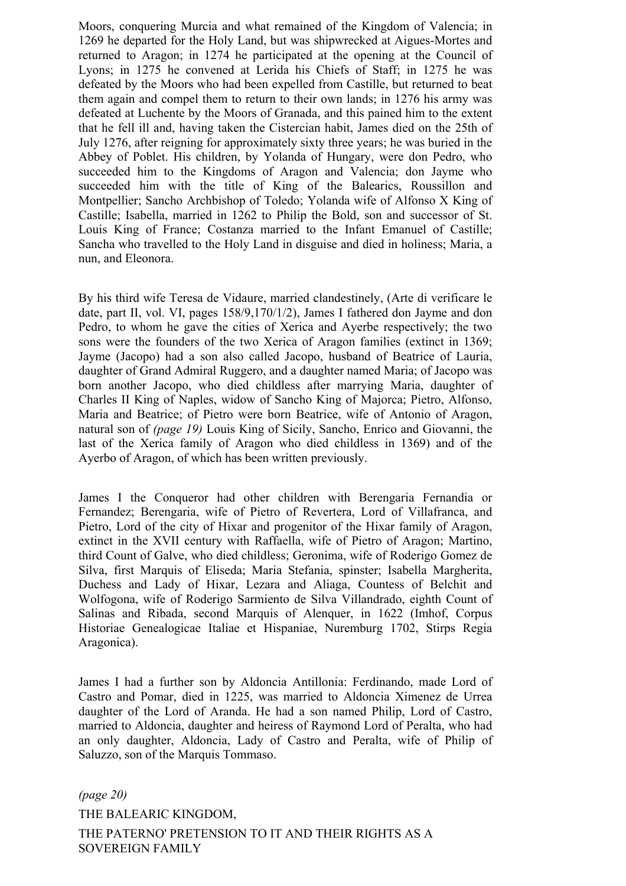Moors, conquering Murcia and what remained of the Kingdom of Valencia; in 1269 he departed for the Holy Land, but was shipwrecked at Aigues-Mortes and returned to Aragon; in 1274 he participated at the opening at the Council of Lyons; in 1275 he convened at Lerida his Chiefs of Staff; in 1275 he was defeated by the Moors who had been expelled from Castille, but returned to beat them again and compel them to return to their own lands; in 1276 his army was defeated at Luchente by the Moors of Granada, and this pained him to the extent that he fell ill and, having taken the Cistercian habit, James died on the 25th of July 1276, after reigning for approximately sixty three years; he was buried in the Abbey of Poblet. His children, by Yolanda of Hungary, were don Pedro, who succeeded him to the Kingdoms of Aragon and Valencia; don Jayme who succeeded him with the title of King of the Balearics, Roussillon and Montpellier; Sancho Archbishop of Toledo; Yolanda wife of Alfonso X King of Castille; Isabella, married in 1262 to Philip the Bold, son and successor of St. Louis King of France; Costanza married to the Infant Emanuel of Castille; Sancha who travelled to the Holy Land in disguise and died in holiness; Maria, a nun, and Eleonora.

By his third wife Teresa de Vidaure, married clandestinely, (Arte di verificare le date, part II, vol. VI, pages 158/9,170/1/2), James I fathered don Jayme and don Pedro, to whom he gave the cities of Xerica and Ayerbe respectively; the two sons were the founders of the two Xerica of Aragon families (extinct in 1369; Jayme (Jacopo) had a son also called Jacopo, husband of Beatrice of Lauria, daughter of Grand Admiral Ruggero, and a daughter named Maria; of Jacopo was born another Jacopo, who died childless after marrying Maria, daughter of Charles II King of Naples, widow of Sancho King of Majorca; Pietro, Alfonso, Maria and Beatrice; of Pietro were born Beatrice, wife of Antonio of Aragon, natural son of *(page 19)* Louis King of Sicily, Sancho, Enrico and Giovanni, the last of the Xerica family of Aragon who died childless in 1369) and of the Ayerbo of Aragon, of which has been written previously.

James I the Conqueror had other children with Berengaria Fernandia or Fernandez; Berengaria, wife of Pietro of Revertera, Lord of Villafranca, and Pietro, Lord of the city of Hixar and progenitor of the Hixar family of Aragon, extinct in the XVII century with Raffaella, wife of Pietro of Aragon; Martino, third Count of Galve, who died childless; Geronima, wife of Roderigo Gomez de Silva, first Marquis of Eliseda; Maria Stefania, spinster; Isabella Margherita, Duchess and Lady of Hixar, Lezara and Aliaga, Countess of Belchit and Wolfogona, wife of Roderigo Sarmiento de Silva Villandrado, eighth Count of Salinas and Ribada, second Marquis of Alenquer, in 1622 (Imhof, Corpus Historiae Genealogicae Italiae et Hispaniae, Nuremburg 1702, Stirps Regia Aragonica).

James I had a further son by Aldoncia Antillonia: Ferdinando, made Lord of Castro and Pomar, died in 1225, was married to Aldoncia Ximenez de Urrea daughter of the Lord of Aranda. He had a son named Philip, Lord of Castro, married to Aldoncia, daughter and heiress of Raymond Lord of Peralta, who had an only daughter, Aldoncia, Lady of Castro and Peralta, wife of Philip of Saluzzo, son of the Marquis Tommaso.

*(page 20)*

## THE BALEARIC KINGDOM,

## THE PATERNO' PRETENSION TO IT AND THEIR RIGHTS AS A SOVEREIGN FAMILY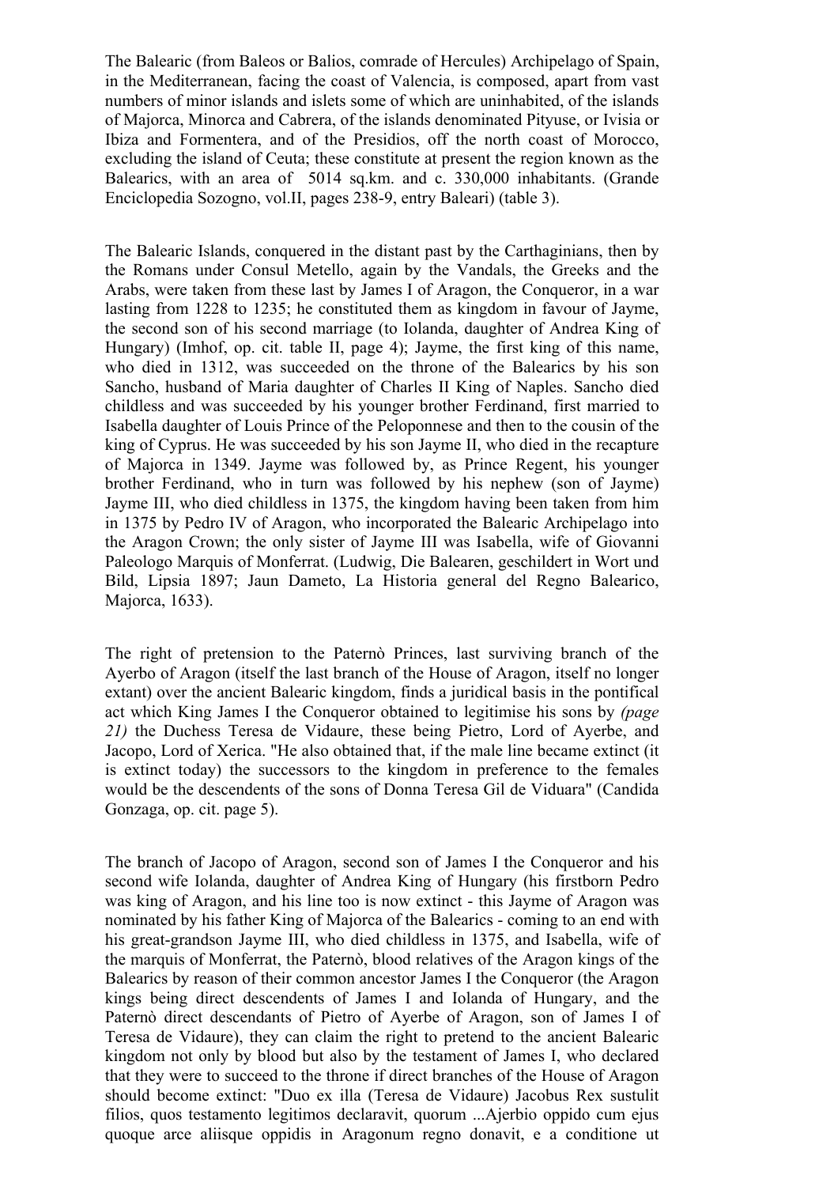The Balearic (from Baleos or Balios, comrade of Hercules) Archipelago of Spain, in the Mediterranean, facing the coast of Valencia, is composed, apart from vast numbers of minor islands and islets some of which are uninhabited, of the islands of Majorca, Minorca and Cabrera, of the islands denominated Pityuse, or Ivisia or Ibiza and Formentera, and of the Presidios, off the north coast of Morocco, excluding the island of Ceuta; these constitute at present the region known as the Balearics, with an area of 5014 sq.km. and c. 330,000 inhabitants. (Grande Enciclopedia Sozogno, vol.II, pages 238-9, entry Baleari) (table 3).

The Balearic Islands, conquered in the distant past by the Carthaginians, then by the Romans under Consul Metello, again by the Vandals, the Greeks and the Arabs, were taken from these last by James I of Aragon, the Conqueror, in a war lasting from 1228 to 1235; he constituted them as kingdom in favour of Jayme, the second son of his second marriage (to Iolanda, daughter of Andrea King of Hungary) (Imhof, op. cit. table II, page 4); Jayme, the first king of this name, who died in 1312, was succeeded on the throne of the Balearics by his son Sancho, husband of Maria daughter of Charles II King of Naples. Sancho died childless and was succeeded by his younger brother Ferdinand, first married to Isabella daughter of Louis Prince of the Peloponnese and then to the cousin of the king of Cyprus. He was succeeded by his son Jayme II, who died in the recapture of Majorca in 1349. Jayme was followed by, as Prince Regent, his younger brother Ferdinand, who in turn was followed by his nephew (son of Jayme) Jayme III, who died childless in 1375, the kingdom having been taken from him in 1375 by Pedro IV of Aragon, who incorporated the Balearic Archipelago into the Aragon Crown; the only sister of Jayme III was Isabella, wife of Giovanni Paleologo Marquis of Monferrat. (Ludwig, Die Balearen, geschildert in Wort und Bild, Lipsia 1897; Jaun Dameto, La Historia general del Regno Balearico, Majorca, 1633).

The right of pretension to the Paternò Princes, last surviving branch of the Ayerbo of Aragon (itself the last branch of the House of Aragon, itself no longer extant) over the ancient Balearic kingdom, finds a juridical basis in the pontifical act which King James I the Conqueror obtained to legitimise his sons by *(page 21)* the Duchess Teresa de Vidaure, these being Pietro, Lord of Ayerbe, and Jacopo, Lord of Xerica. "He also obtained that, if the male line became extinct (it is extinct today) the successors to the kingdom in preference to the females would be the descendents of the sons of Donna Teresa Gil de Viduara" (Candida Gonzaga, op. cit. page 5).

The branch of Jacopo of Aragon, second son of James I the Conqueror and his second wife Iolanda, daughter of Andrea King of Hungary (his firstborn Pedro was king of Aragon, and his line too is now extinct - this Jayme of Aragon was nominated by his father King of Majorca of the Balearics - coming to an end with his great-grandson Jayme III, who died childless in 1375, and Isabella, wife of the marquis of Monferrat, the Paternò, blood relatives of the Aragon kings of the Balearics by reason of their common ancestor James I the Conqueror (the Aragon kings being direct descendents of James I and Iolanda of Hungary, and the Paternò direct descendants of Pietro of Ayerbe of Aragon, son of James I of Teresa de Vidaure), they can claim the right to pretend to the ancient Balearic kingdom not only by blood but also by the testament of James I, who declared that they were to succeed to the throne if direct branches of the House of Aragon should become extinct: "Duo ex illa (Teresa de Vidaure) Jacobus Rex sustulit filios, quos testamento legitimos declaravit, quorum ...Ajerbio oppido cum ejus quoque arce aliisque oppidis in Aragonum regno donavit, e a conditione ut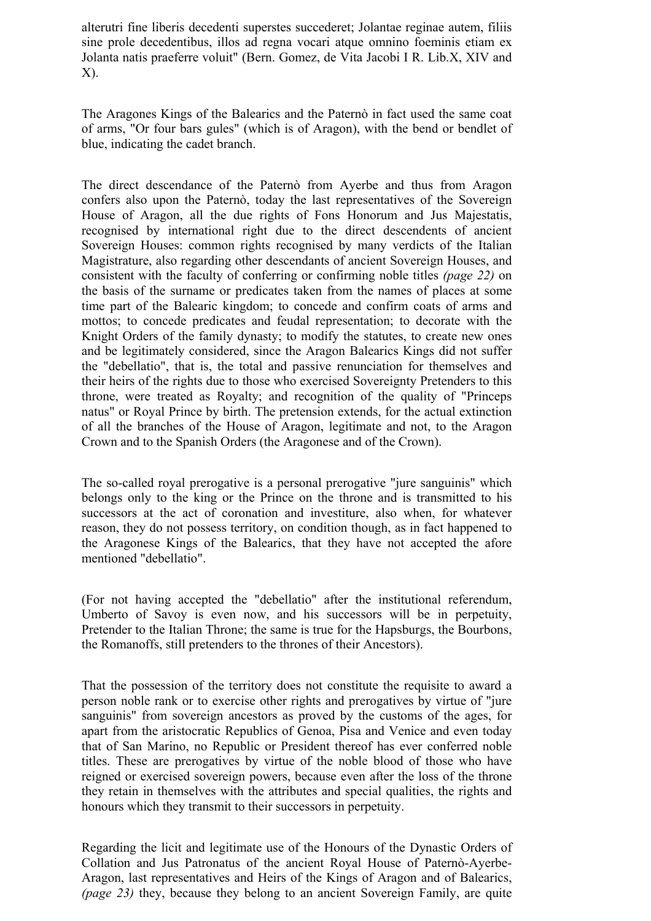alterutri fine liberis decedenti superstes succederet; Jolantae reginae autem, filiis sine prole decedentibus, illos ad regna vocari atque omnino foeminis etiam ex Jolanta natis praeferre voluit" (Bern. Gomez, de Vita Jacobi I R. Lib.X, XIV and X).

The Aragones Kings of the Balearics and the Paternò in fact used the same coat of arms, "Or four bars gules" (which is of Aragon), with the bend or bendlet of blue, indicating the cadet branch.

The direct descendance of the Paternò from Ayerbe and thus from Aragon confers also upon the Paternò, today the last representatives of the Sovereign House of Aragon, all the due rights of Fons Honorum and Jus Majestatis, recognised by international right due to the direct descendents of ancient Sovereign Houses: common rights recognised by many verdicts of the Italian Magistrature, also regarding other descendants of ancient Sovereign Houses, and consistent with the faculty of conferring or confirming noble titles *(page 22)* on the basis of the surname or predicates taken from the names of places at some time part of the Balearic kingdom; to concede and confirm coats of arms and mottos; to concede predicates and feudal representation; to decorate with the Knight Orders of the family dynasty; to modify the statutes, to create new ones and be legitimately considered, since the Aragon Balearics Kings did not suffer the "debellatio", that is, the total and passive renunciation for themselves and their heirs of the rights due to those who exercised Sovereignty Pretenders to this throne, were treated as Royalty; and recognition of the quality of "Princeps natus" or Royal Prince by birth. The pretension extends, for the actual extinction of all the branches of the House of Aragon, legitimate and not, to the Aragon Crown and to the Spanish Orders (the Aragonese and of the Crown).

The so-called royal prerogative is a personal prerogative "jure sanguinis" which belongs only to the king or the Prince on the throne and is transmitted to his successors at the act of coronation and investiture, also when, for whatever reason, they do not possess territory, on condition though, as in fact happened to the Aragonese Kings of the Balearics, that they have not accepted the afore mentioned "debellatio".

(For not having accepted the "debellatio" after the institutional referendum, Umberto of Savoy is even now, and his successors will be in perpetuity, Pretender to the Italian Throne; the same is true for the Hapsburgs, the Bourbons, the Romanoffs, still pretenders to the thrones of their Ancestors).

That the possession of the territory does not constitute the requisite to award a person noble rank or to exercise other rights and prerogatives by virtue of "jure sanguinis" from sovereign ancestors as proved by the customs of the ages, for apart from the aristocratic Republics of Genoa, Pisa and Venice and even today that of San Marino, no Republic or President thereof has ever conferred noble titles. These are prerogatives by virtue of the noble blood of those who have reigned or exercised sovereign powers, because even after the loss of the throne they retain in themselves with the attributes and special qualities, the rights and honours which they transmit to their successors in perpetuity.

Regarding the licit and legitimate use of the Honours of the Dynastic Orders of Collation and Jus Patronatus of the ancient Royal House of Paternò-Ayerbe-Aragon, last representatives and Heirs of the Kings of Aragon and of Balearics, *(page 23)* they, because they belong to an ancient Sovereign Family, are quite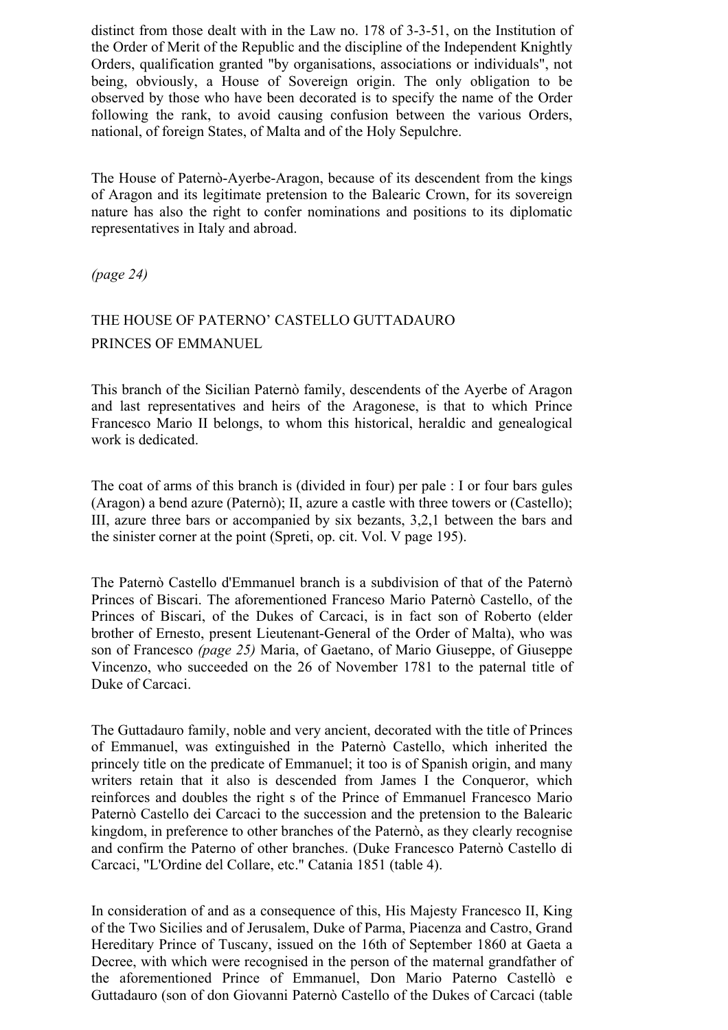distinct from those dealt with in the Law no. 178 of 3-3-51, on the Institution of the Order of Merit of the Republic and the discipline of the Independent Knightly Orders, qualification granted "by organisations, associations or individuals", not being, obviously, a House of Sovereign origin. The only obligation to be observed by those who have been decorated is to specify the name of the Order following the rank, to avoid causing confusion between the various Orders, national, of foreign States, of Malta and of the Holy Sepulchre.

The House of Paternò-Ayerbe-Aragon, because of its descendent from the kings of Aragon and its legitimate pretension to the Balearic Crown, for its sovereign nature has also the right to confer nominations and positions to its diplomatic representatives in Italy and abroad.

*(page 24)*

## THE HOUSE OF PATERNO' CASTELLO GUTTADAURO PRINCES OF EMMANUEL

This branch of the Sicilian Paternò family, descendents of the Ayerbe of Aragon and last representatives and heirs of the Aragonese, is that to which Prince Francesco Mario II belongs, to whom this historical, heraldic and genealogical work is dedicated.

The coat of arms of this branch is (divided in four) per pale : I or four bars gules (Aragon) a bend azure (Paternò); II, azure a castle with three towers or (Castello); III, azure three bars or accompanied by six bezants, 3,2,1 between the bars and the sinister corner at the point (Spreti, op. cit. Vol. V page 195).

The Paternò Castello d'Emmanuel branch is a subdivision of that of the Paternò Princes of Biscari. The aforementioned Franceso Mario Paternò Castello, of the Princes of Biscari, of the Dukes of Carcaci, is in fact son of Roberto (elder brother of Ernesto, present Lieutenant-General of the Order of Malta), who was son of Francesco *(page 25)* Maria, of Gaetano, of Mario Giuseppe, of Giuseppe Vincenzo, who succeeded on the 26 of November 1781 to the paternal title of Duke of Carcaci.

The Guttadauro family, noble and very ancient, decorated with the title of Princes of Emmanuel, was extinguished in the Paternò Castello, which inherited the princely title on the predicate of Emmanuel; it too is of Spanish origin, and many writers retain that it also is descended from James I the Conqueror, which reinforces and doubles the right s of the Prince of Emmanuel Francesco Mario Paternò Castello dei Carcaci to the succession and the pretension to the Balearic kingdom, in preference to other branches of the Paternò, as they clearly recognise and confirm the Paterno of other branches. (Duke Francesco Paternò Castello di Carcaci, "L'Ordine del Collare, etc." Catania 1851 (table 4).

In consideration of and as a consequence of this, His Majesty Francesco II, King of the Two Sicilies and of Jerusalem, Duke of Parma, Piacenza and Castro, Grand Hereditary Prince of Tuscany, issued on the 16th of September 1860 at Gaeta a Decree, with which were recognised in the person of the maternal grandfather of the aforementioned Prince of Emmanuel, Don Mario Paterno Castellò e Guttadauro (son of don Giovanni Paternò Castello of the Dukes of Carcaci (table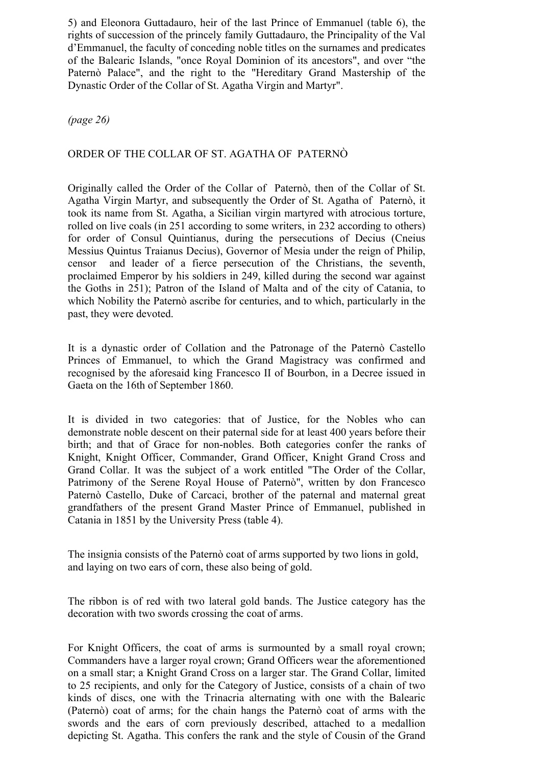5) and Eleonora Guttadauro, heir of the last Prince of Emmanuel (table 6), the rights of succession of the princely family Guttadauro, the Principality of the Val d'Emmanuel, the faculty of conceding noble titles on the surnames and predicates of the Balearic Islands, "once Royal Dominion of its ancestors", and over "the Paternò Palace", and the right to the "Hereditary Grand Mastership of the Dynastic Order of the Collar of St. Agatha Virgin and Martyr".

*(page 26)*

## ORDER OF THE COLLAR OF ST. AGATHA OF PATERNÒ

Originally called the Order of the Collar of Paternò, then of the Collar of St. Agatha Virgin Martyr, and subsequently the Order of St. Agatha of Paternò, it took its name from St. Agatha, a Sicilian virgin martyred with atrocious torture, rolled on live coals (in 251 according to some writers, in 232 according to others) for order of Consul Quintianus, during the persecutions of Decius (Cneius Messius Quintus Traianus Decius), Governor of Mesia under the reign of Philip, censor and leader of a fierce persecution of the Christians, the seventh, proclaimed Emperor by his soldiers in 249, killed during the second war against the Goths in 251); Patron of the Island of Malta and of the city of Catania, to which Nobility the Paternò ascribe for centuries, and to which, particularly in the past, they were devoted.

It is a dynastic order of Collation and the Patronage of the Paternò Castello Princes of Emmanuel, to which the Grand Magistracy was confirmed and recognised by the aforesaid king Francesco II of Bourbon, in a Decree issued in Gaeta on the 16th of September 1860.

It is divided in two categories: that of Justice, for the Nobles who can demonstrate noble descent on their paternal side for at least 400 years before their birth; and that of Grace for non-nobles. Both categories confer the ranks of Knight, Knight Officer, Commander, Grand Officer, Knight Grand Cross and Grand Collar. It was the subject of a work entitled "The Order of the Collar, Patrimony of the Serene Royal House of Paternò", written by don Francesco Paternò Castello, Duke of Carcaci, brother of the paternal and maternal great grandfathers of the present Grand Master Prince of Emmanuel, published in Catania in 1851 by the University Press (table 4).

The insignia consists of the Paternò coat of arms supported by two lions in gold, and laying on two ears of corn, these also being of gold.

The ribbon is of red with two lateral gold bands. The Justice category has the decoration with two swords crossing the coat of arms.

For Knight Officers, the coat of arms is surmounted by a small royal crown; Commanders have a larger royal crown; Grand Officers wear the aforementioned on a small star; a Knight Grand Cross on a larger star. The Grand Collar, limited to 25 recipients, and only for the Category of Justice, consists of a chain of two kinds of discs, one with the Trinacria alternating with one with the Balearic (Paternò) coat of arms; for the chain hangs the Paternò coat of arms with the swords and the ears of corn previously described, attached to a medallion depicting St. Agatha. This confers the rank and the style of Cousin of the Grand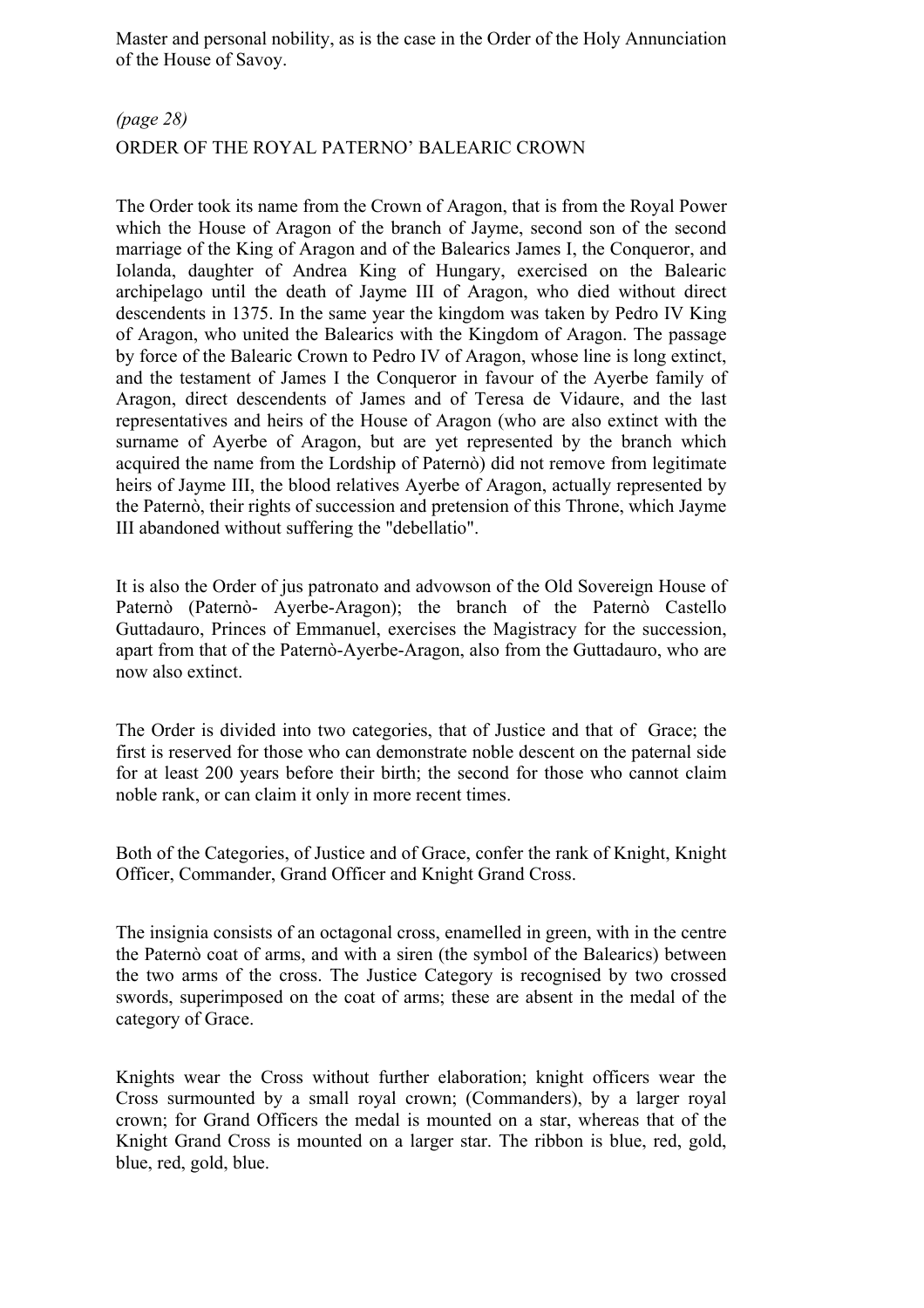Master and personal nobility, as is the case in the Order of the Holy Annunciation of the House of Savoy.

*(page 28)*

## ORDER OF THE ROYAL PATERNO' BALEARIC CROWN

The Order took its name from the Crown of Aragon, that is from the Royal Power which the House of Aragon of the branch of Jayme, second son of the second marriage of the King of Aragon and of the Balearics James I, the Conqueror, and Iolanda, daughter of Andrea King of Hungary, exercised on the Balearic archipelago until the death of Jayme III of Aragon, who died without direct descendents in 1375. In the same year the kingdom was taken by Pedro IV King of Aragon, who united the Balearics with the Kingdom of Aragon. The passage by force of the Balearic Crown to Pedro IV of Aragon, whose line is long extinct, and the testament of James I the Conqueror in favour of the Ayerbe family of Aragon, direct descendents of James and of Teresa de Vidaure, and the last representatives and heirs of the House of Aragon (who are also extinct with the surname of Ayerbe of Aragon, but are yet represented by the branch which acquired the name from the Lordship of Paternò) did not remove from legitimate heirs of Jayme III, the blood relatives Ayerbe of Aragon, actually represented by the Paternò, their rights of succession and pretension of this Throne, which Jayme III abandoned without suffering the "debellatio".

It is also the Order of jus patronato and advowson of the Old Sovereign House of Paternò (Paternò- Ayerbe-Aragon); the branch of the Paternò Castello Guttadauro, Princes of Emmanuel, exercises the Magistracy for the succession, apart from that of the Paternò-Ayerbe-Aragon, also from the Guttadauro, who are now also extinct.

The Order is divided into two categories, that of Justice and that of Grace; the first is reserved for those who can demonstrate noble descent on the paternal side for at least 200 years before their birth; the second for those who cannot claim noble rank, or can claim it only in more recent times.

Both of the Categories, of Justice and of Grace, confer the rank of Knight, Knight Officer, Commander, Grand Officer and Knight Grand Cross.

The insignia consists of an octagonal cross, enamelled in green, with in the centre the Paternò coat of arms, and with a siren (the symbol of the Balearics) between the two arms of the cross. The Justice Category is recognised by two crossed swords, superimposed on the coat of arms; these are absent in the medal of the category of Grace.

Knights wear the Cross without further elaboration; knight officers wear the Cross surmounted by a small royal crown; (Commanders), by a larger royal crown; for Grand Officers the medal is mounted on a star, whereas that of the Knight Grand Cross is mounted on a larger star. The ribbon is blue, red, gold, blue, red, gold, blue.